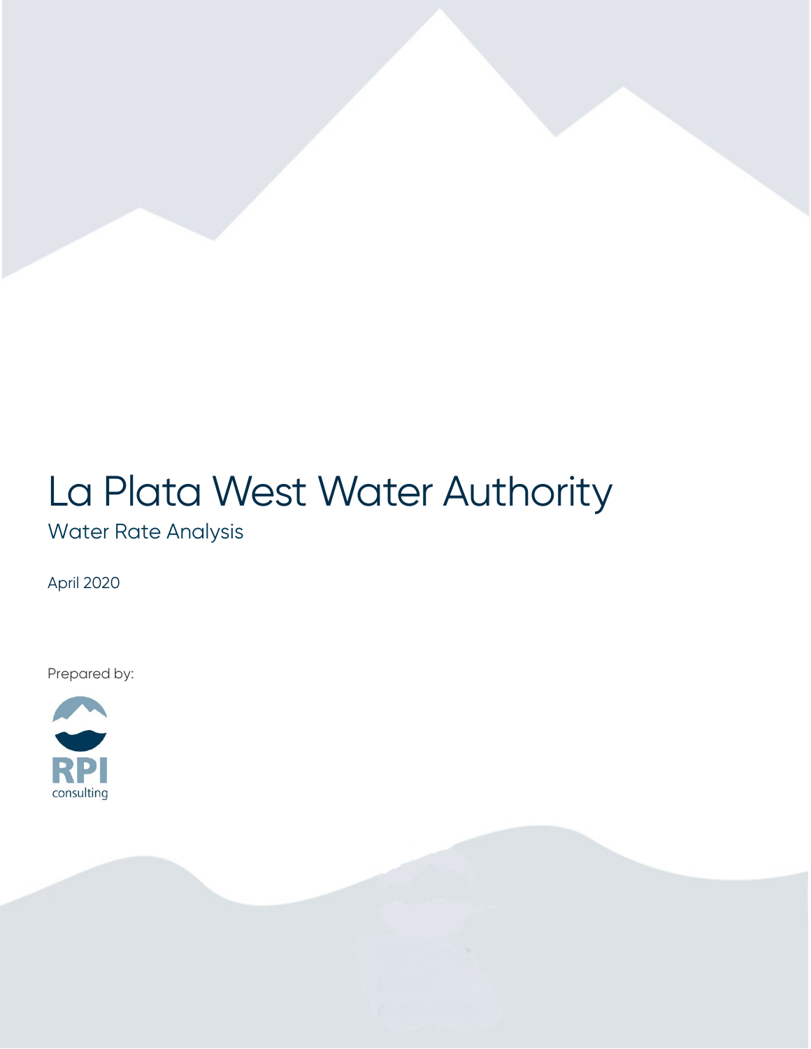# La Plata West Water Authority

## Water Rate Analysis

April 2020

Prepared by:

RPI consulting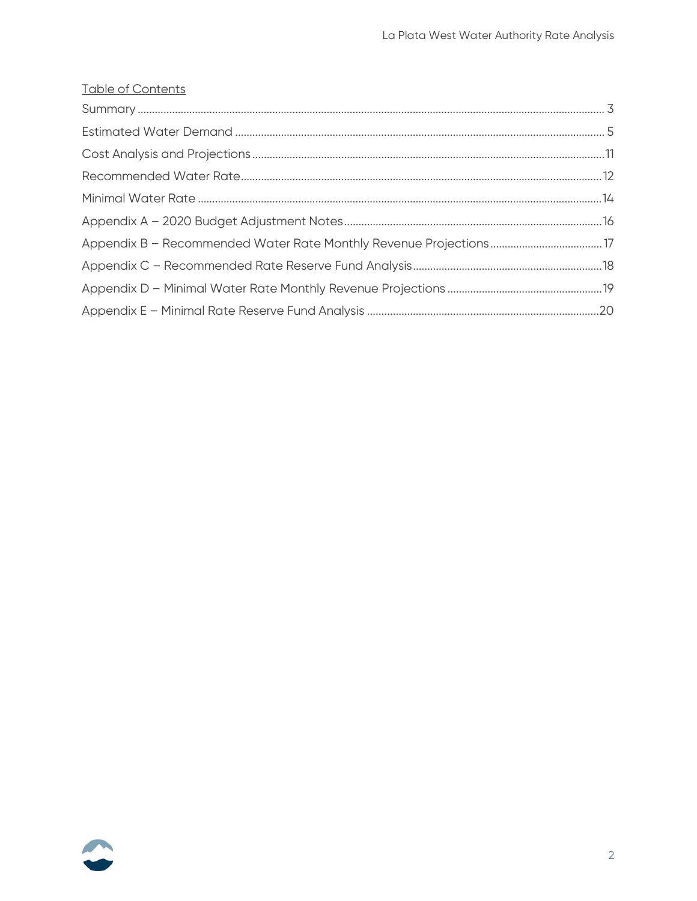## Table of Contents

- Summary ..... 3
- Estimated Water Demand ..... 5
- Cost Analysis and Projections ..... 11
- Recommended Water Rate ..... 12
- Minimal Water Rate ..... 14
- Appendix A – 2020 Budget Adjustment Notes ..... 16
- Appendix B – Recommended Water Rate Monthly Revenue Projections ..... 17
- Appendix C – Recommended Rate Reserve Fund Analysis ..... 18
- Appendix D – Minimal Water Rate Monthly Revenue Projections ..... 19
- Appendix E – Minimal Rate Reserve Fund Analysis ..... 20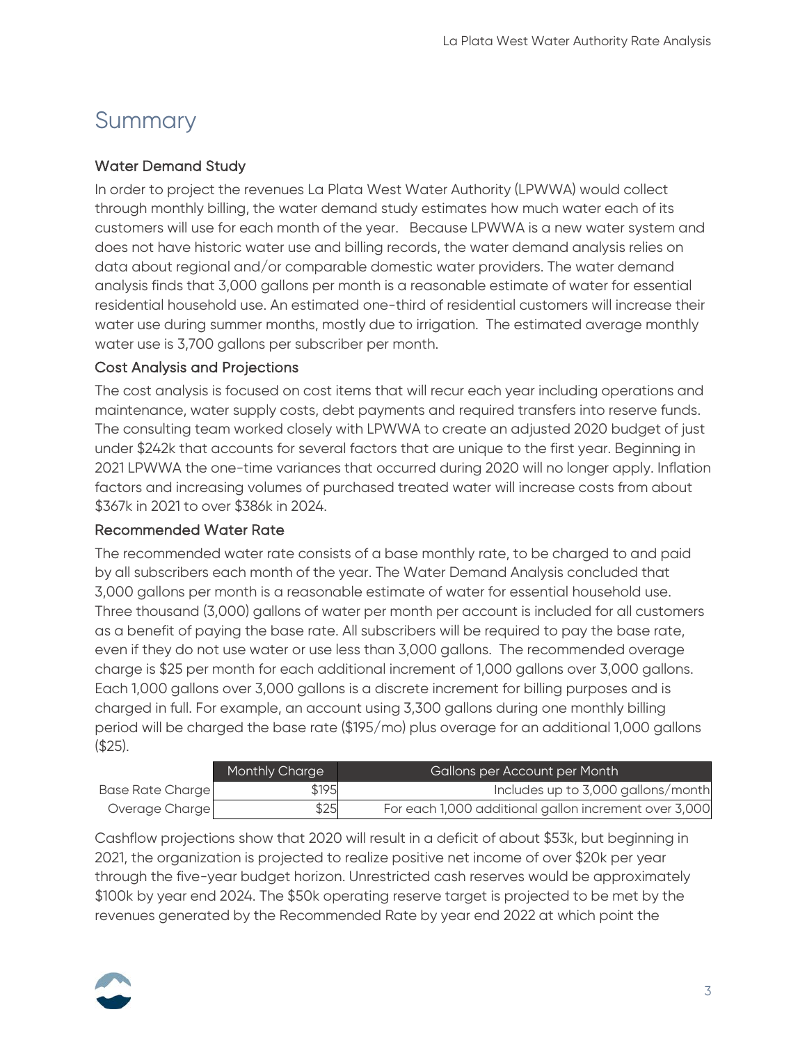# Summary

### Water Demand Study

In order to project the revenues La Plata West Water Authority (LPWWA) would collect through monthly billing, the water demand study estimates how much water each of its customers will use for each month of the year. Because LPWWA is a new water system and does not have historic water use and billing records, the water demand analysis relies on data about regional and/or comparable domestic water providers. The water demand analysis finds that 3,000 gallons per month is a reasonable estimate of water for essential residential household use. An estimated one-third of residential customers will increase their water use during summer months, mostly due to irrigation. The estimated average monthly water use is 3,700 gallons per subscriber per month.

### Cost Analysis and Projections

The cost analysis is focused on cost items that will recur each year including operations and maintenance, water supply costs, debt payments and required transfers into reserve funds. The consulting team worked closely with LPWWA to create an adjusted 2020 budget of just under $242k that accounts for several factors that are unique to the first year. Beginning in 2021 LPWWA the one-time variances that occurred during 2020 will no longer apply. Inflation factors and increasing volumes of purchased treated water will increase costs from about $367k in 2021 to over $386k in 2024.

### Recommended Water Rate

The recommended water rate consists of a base monthly rate, to be charged to and paid by all subscribers each month of the year. The Water Demand Analysis concluded that 3,000 gallons per month is a reasonable estimate of water for essential household use. Three thousand (3,000) gallons of water per month per account is included for all customers as a benefit of paying the base rate. All subscribers will be required to pay the base rate, even if they do not use water or use less than 3,000 gallons. The recommended overage charge is $25 per month for each additional increment of 1,000 gallons over 3,000 gallons. Each 1,000 gallons over 3,000 gallons is a discrete increment for billing purposes and is charged in full. For example, an account using 3,300 gallons during one monthly billing period will be charged the base rate ($195/mo) plus overage for an additional 1,000 gallons ($25).

| | Monthly Charge | Gallons per Account per Month |
|---|---|---|
| Base Rate Charge | $195 | Includes up to 3,000 gallons/month |
| Overage Charge | $25 | For each 1,000 additional gallon increment over 3,000 |

Cashflow projections show that 2020 will result in a deficit of about $53k, but beginning in 2021, the organization is projected to realize positive net income of over $20k per year through the five-year budget horizon. Unrestricted cash reserves would be approximately $100k by year end 2024. The $50k operating reserve target is projected to be met by the revenues generated by the Recommended Rate by year end 2022 at which point the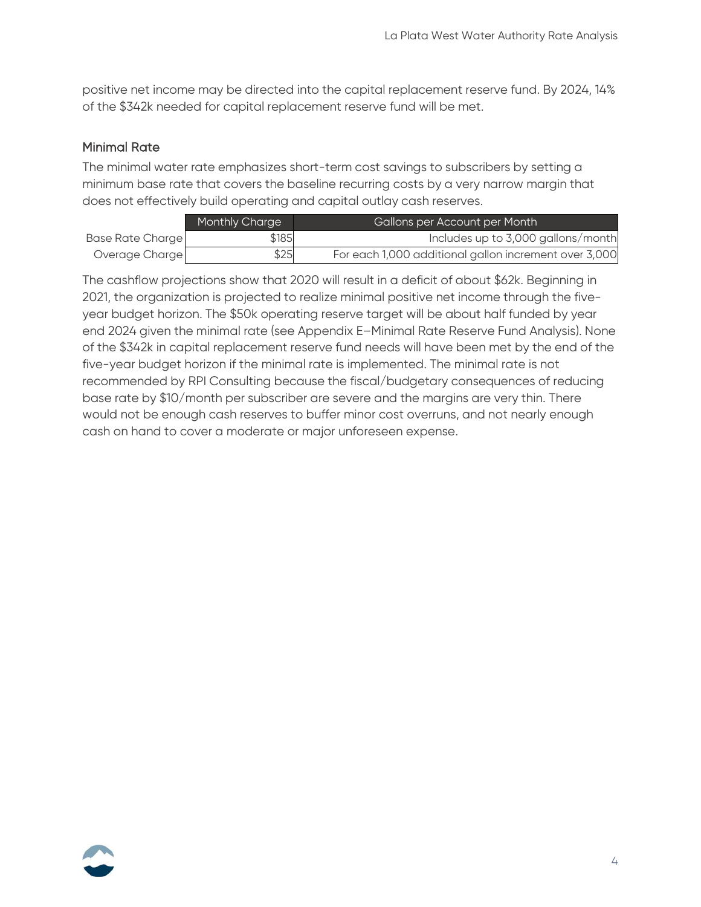positive net income may be directed into the capital replacement reserve fund. By 2024, 14% of the $342k needed for capital replacement reserve fund will be met.

### Minimal Rate

The minimal water rate emphasizes short-term cost savings to subscribers by setting a minimum base rate that covers the baseline recurring costs by a very narrow margin that does not effectively build operating and capital outlay cash reserves.

| | Monthly Charge | Gallons per Account per Month |
|---|---|---|
| Base Rate Charge | $185 | Includes up to 3,000 gallons/month |
| Overage Charge | $25 | For each 1,000 additional gallon increment over 3,000 |

The cashflow projections show that 2020 will result in a deficit of about $62k. Beginning in 2021, the organization is projected to realize minimal positive net income through the five-year budget horizon. The $50k operating reserve target will be about half funded by year end 2024 given the minimal rate (see Appendix E–Minimal Rate Reserve Fund Analysis). None of the $342k in capital replacement reserve fund needs will have been met by the end of the five-year budget horizon if the minimal rate is implemented. The minimal rate is not recommended by RPI Consulting because the fiscal/budgetary consequences of reducing base rate by $10/month per subscriber are severe and the margins are very thin. There would not be enough cash reserves to buffer minor cost overruns, and not nearly enough cash on hand to cover a moderate or major unforeseen expense.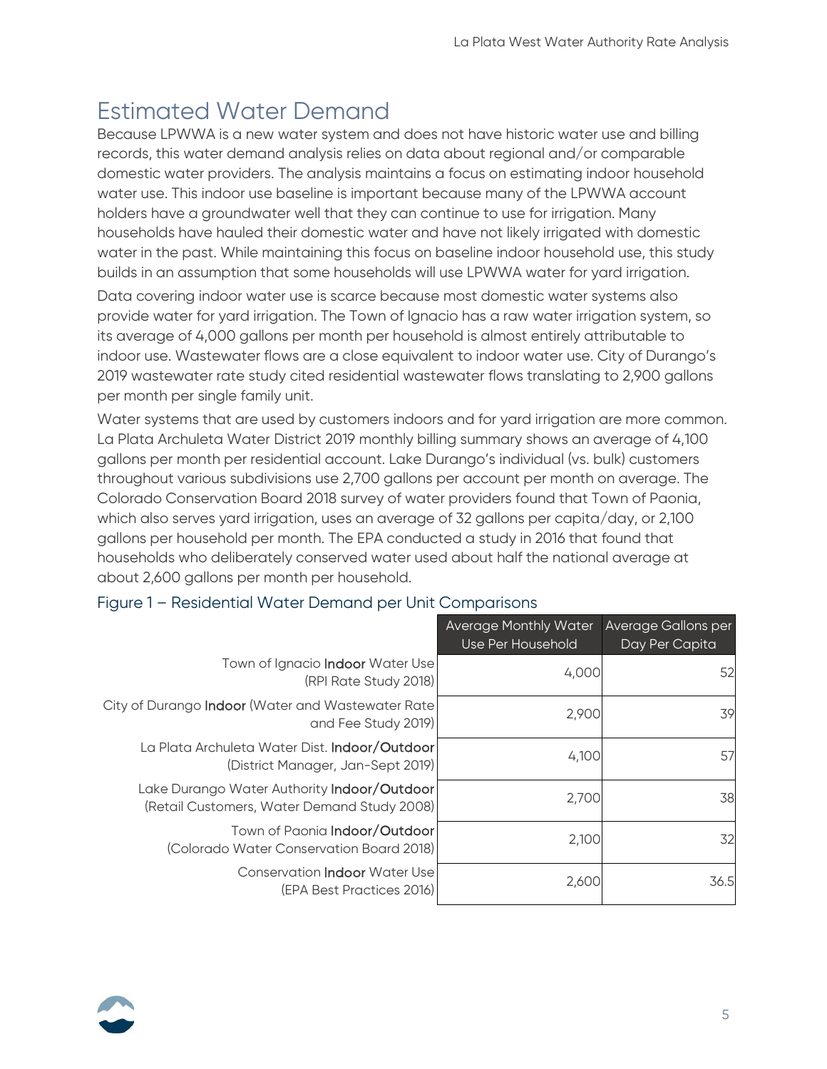# Estimated Water Demand

Because LPWWA is a new water system and does not have historic water use and billing records, this water demand analysis relies on data about regional and/or comparable domestic water providers. The analysis maintains a focus on estimating indoor household water use. This indoor use baseline is important because many of the LPWWA account holders have a groundwater well that they can continue to use for irrigation. Many households have hauled their domestic water and have not likely irrigated with domestic water in the past. While maintaining this focus on baseline indoor household use, this study builds in an assumption that some households will use LPWWA water for yard irrigation.

Data covering indoor water use is scarce because most domestic water systems also provide water for yard irrigation. The Town of Ignacio has a raw water irrigation system, so its average of 4,000 gallons per month per household is almost entirely attributable to indoor use. Wastewater flows are a close equivalent to indoor water use. City of Durango's 2019 wastewater rate study cited residential wastewater flows translating to 2,900 gallons per month per single family unit.

Water systems that are used by customers indoors and for yard irrigation are more common. La Plata Archuleta Water District 2019 monthly billing summary shows an average of 4,100 gallons per month per residential account. Lake Durango's individual (vs. bulk) customers throughout various subdivisions use 2,700 gallons per account per month on average. The Colorado Conservation Board 2018 survey of water providers found that Town of Paonia, which also serves yard irrigation, uses an average of 32 gallons per capita/day, or 2,100 gallons per household per month. The EPA conducted a study in 2016 that found that households who deliberately conserved water used about half the national average at about 2,600 gallons per month per household.

## Figure 1 – Residential Water Demand per Unit Comparisons

| | Average Monthly Water Use Per Household | Average Gallons per Day Per Capita |
|---|---|---|
| Town of Ignacio **Indoor** Water Use (RPI Rate Study 2018) | 4,000 | 52 |
| City of Durango **Indoor** (Water and Wastewater Rate and Fee Study 2019) | 2,900 | 39 |
| La Plata Archuleta Water Dist. **Indoor/Outdoor** (District Manager, Jan-Sept 2019) | 4,100 | 57 |
| Lake Durango Water Authority **Indoor/Outdoor** (Retail Customers, Water Demand Study 2008) | 2,700 | 38 |
| Town of Paonia **Indoor/Outdoor** (Colorado Water Conservation Board 2018) | 2,100 | 32 |
| Conservation **Indoor** Water Use (EPA Best Practices 2016) | 2,600 | 36.5 |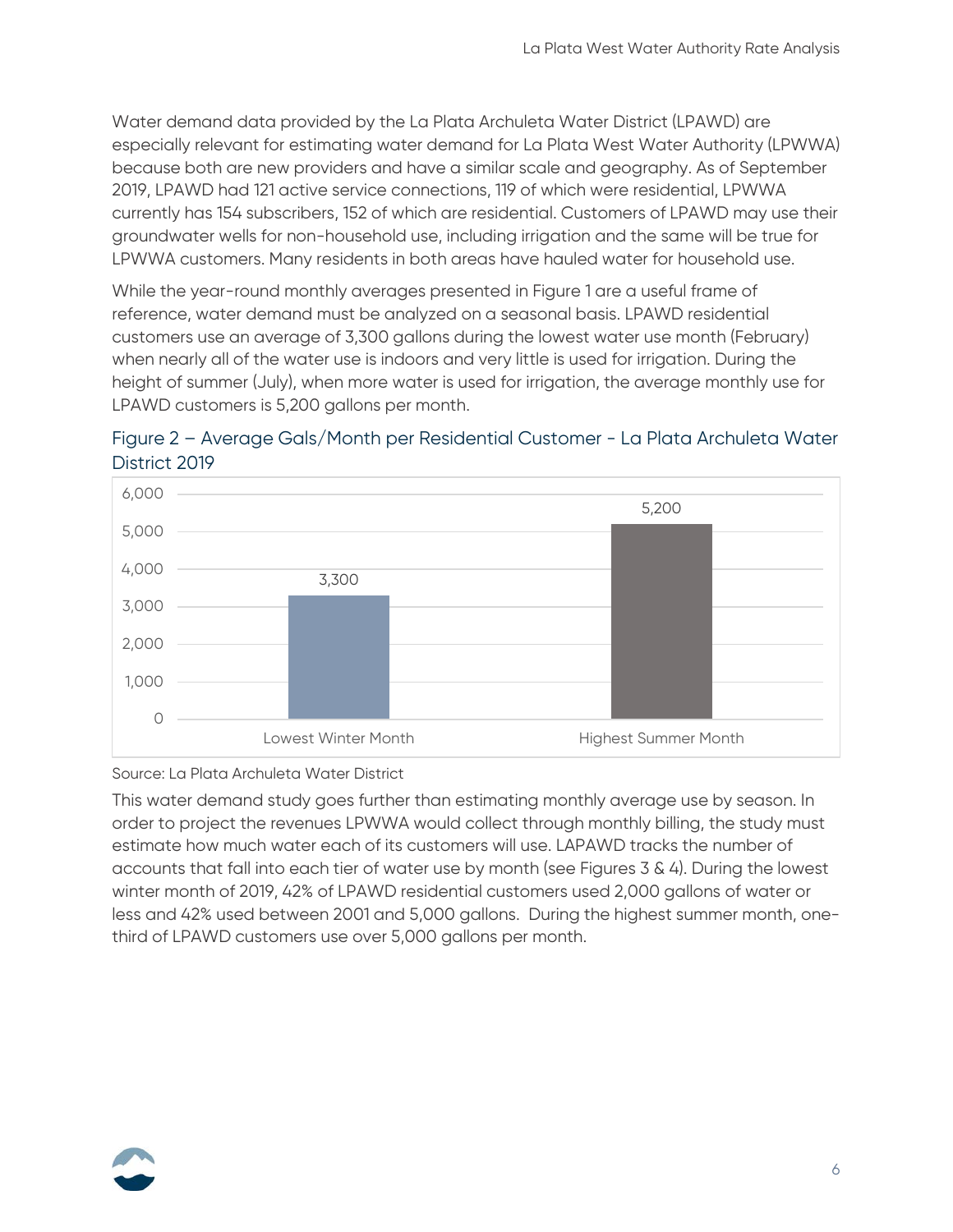Water demand data provided by the La Plata Archuleta Water District (LPAWD) are especially relevant for estimating water demand for La Plata West Water Authority (LPWWA) because both are new providers and have a similar scale and geography. As of September 2019, LPAWD had 121 active service connections, 119 of which were residential, LPWWA currently has 154 subscribers, 152 of which are residential. Customers of LPAWD may use their groundwater wells for non-household use, including irrigation and the same will be true for LPWWA customers. Many residents in both areas have hauled water for household use.

While the year-round monthly averages presented in Figure 1 are a useful frame of reference, water demand must be analyzed on a seasonal basis. LPAWD residential customers use an average of 3,300 gallons during the lowest water use month (February) when nearly all of the water use is indoors and very little is used for irrigation. During the height of summer (July), when more water is used for irrigation, the average monthly use for LPAWD customers is 5,200 gallons per month.

Figure 2 – Average Gals/Month per Residential Customer - La Plata Archuleta Water District 2019

| | Gallons |
| --- | --- |
| Lowest Winter Month | 3,300 |
| Highest Summer Month | 5,200 |

Source: La Plata Archuleta Water District

This water demand study goes further than estimating monthly average use by season. In order to project the revenues LPWWA would collect through monthly billing, the study must estimate how much water each of its customers will use. LAPAWD tracks the number of accounts that fall into each tier of water use by month (see Figures 3 & 4). During the lowest winter month of 2019, 42% of LPAWD residential customers used 2,000 gallons of water or less and 42% used between 2001 and 5,000 gallons. During the highest summer month, one-third of LPAWD customers use over 5,000 gallons per month.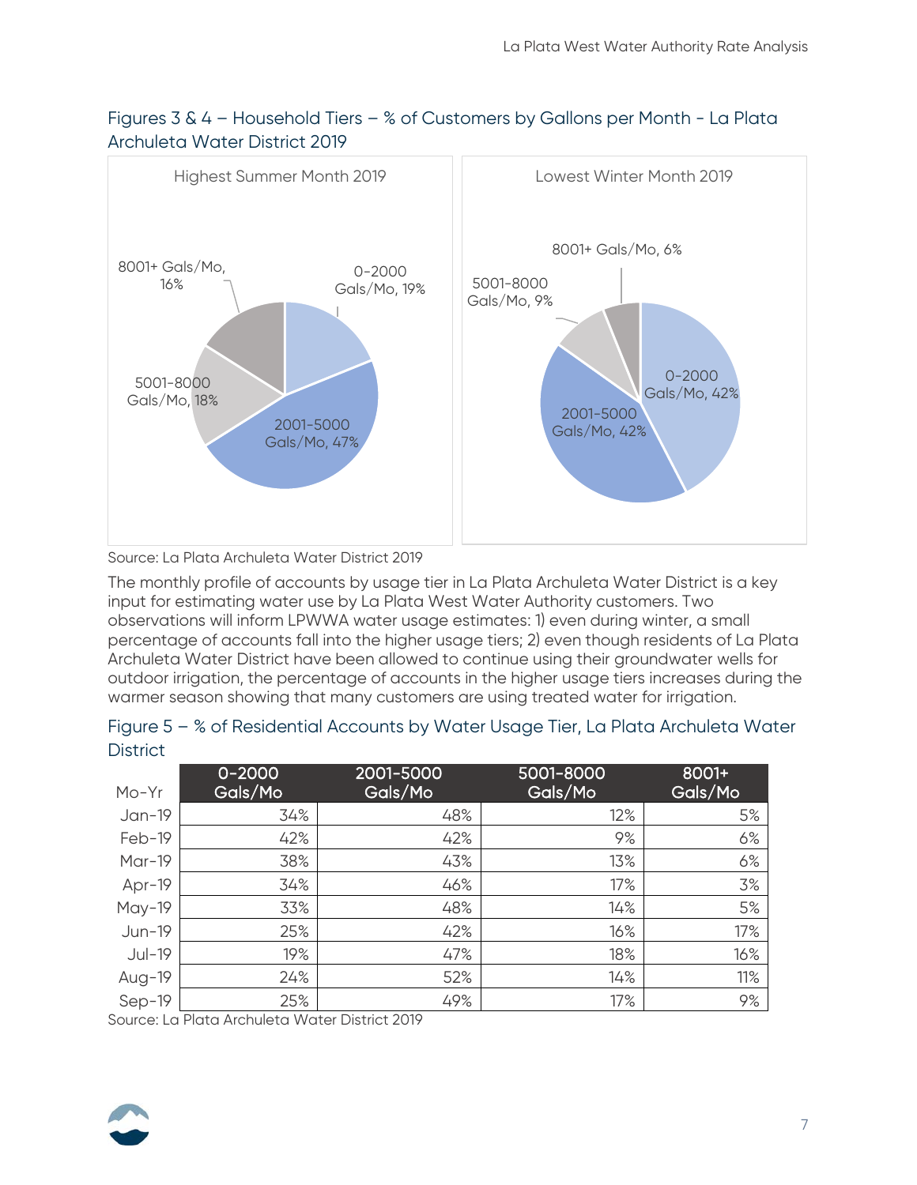## Figures 3 & 4 – Household Tiers – % of Customers by Gallons per Month - La Plata Archuleta Water District 2019

Highest Summer Month 2019

- 0-2000 Gals/Mo, 19%
- 2001-5000 Gals/Mo, 47%
- 5001-8000 Gals/Mo, 18%
- 8001+ Gals/Mo, 16%

Lowest Winter Month 2019

- 0-2000 Gals/Mo, 42%
- 2001-5000 Gals/Mo, 42%
- 5001-8000 Gals/Mo, 9%
- 8001+ Gals/Mo, 6%

Source: La Plata Archuleta Water District 2019

The monthly profile of accounts by usage tier in La Plata Archuleta Water District is a key input for estimating water use by La Plata West Water Authority customers. Two observations will inform LPWWA water usage estimates: 1) even during winter, a small percentage of accounts fall into the higher usage tiers; 2) even though residents of La Plata Archuleta Water District have been allowed to continue using their groundwater wells for outdoor irrigation, the percentage of accounts in the higher usage tiers increases during the warmer season showing that many customers are using treated water for irrigation.

## Figure 5 – % of Residential Accounts by Water Usage Tier, La Plata Archuleta Water District

| Mo-Yr | 0-2000 Gals/Mo | 2001-5000 Gals/Mo | 5001-8000 Gals/Mo | 8001+ Gals/Mo |
|---|---|---|---|---|
| Jan-19 | 34% | 48% | 12% | 5% |
| Feb-19 | 42% | 42% | 9% | 6% |
| Mar-19 | 38% | 43% | 13% | 6% |
| Apr-19 | 34% | 46% | 17% | 3% |
| May-19 | 33% | 48% | 14% | 5% |
| Jun-19 | 25% | 42% | 16% | 17% |
| Jul-19 | 19% | 47% | 18% | 16% |
| Aug-19 | 24% | 52% | 14% | 11% |
| Sep-19 | 25% | 49% | 17% | 9% |

Source: La Plata Archuleta Water District 2019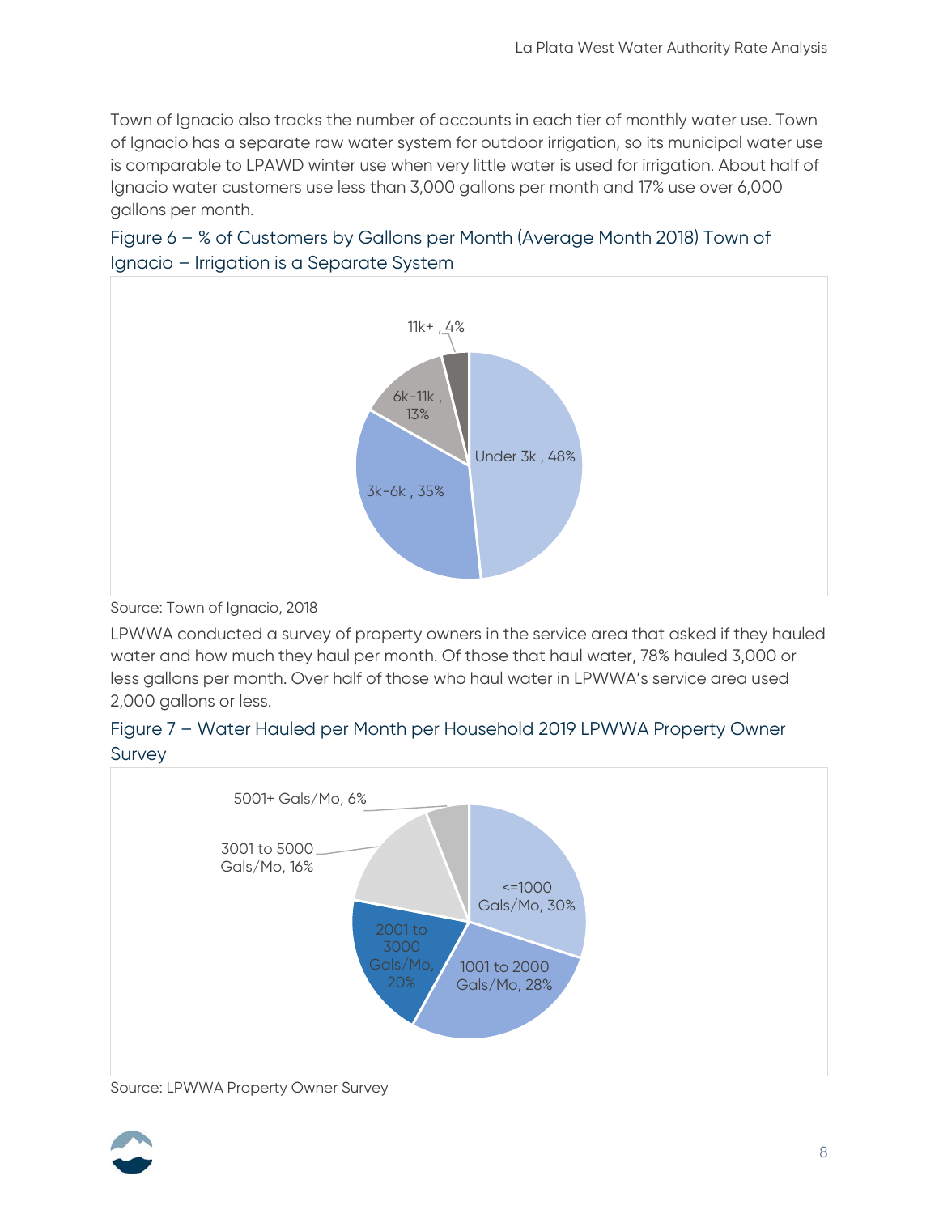Town of Ignacio also tracks the number of accounts in each tier of monthly water use. Town of Ignacio has a separate raw water system for outdoor irrigation, so its municipal water use is comparable to LPAWD winter use when very little water is used for irrigation. About half of Ignacio water customers use less than 3,000 gallons per month and 17% use over 6,000 gallons per month.

Figure 6 – % of Customers by Gallons per Month (Average Month 2018) Town of Ignacio – Irrigation is a Separate System

Source: Town of Ignacio, 2018

LPWWA conducted a survey of property owners in the service area that asked if they hauled water and how much they haul per month. Of those that haul water, 78% hauled 3,000 or less gallons per month. Over half of those who haul water in LPWWA's service area used 2,000 gallons or less.

Figure 7 – Water Hauled per Month per Household 2019 LPWWA Property Owner Survey

Source: LPWWA Property Owner Survey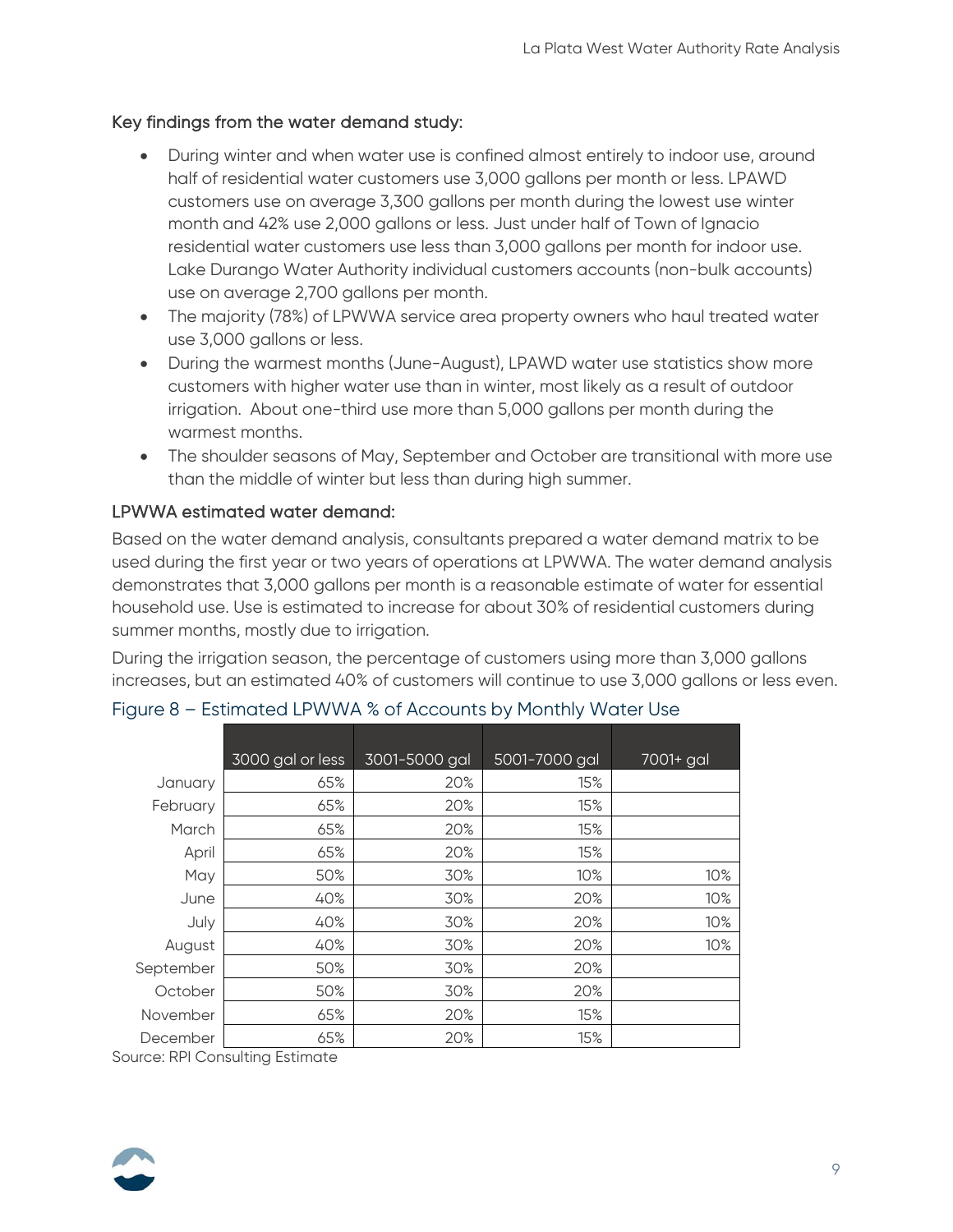### Key findings from the water demand study:

- During winter and when water use is confined almost entirely to indoor use, around half of residential water customers use 3,000 gallons per month or less. LPAWD customers use on average 3,300 gallons per month during the lowest use winter month and 42% use 2,000 gallons or less. Just under half of Town of Ignacio residential water customers use less than 3,000 gallons per month for indoor use. Lake Durango Water Authority individual customers accounts (non-bulk accounts) use on average 2,700 gallons per month.
- The majority (78%) of LPWWA service area property owners who haul treated water use 3,000 gallons or less.
- During the warmest months (June-August), LPAWD water use statistics show more customers with higher water use than in winter, most likely as a result of outdoor irrigation. About one-third use more than 5,000 gallons per month during the warmest months.
- The shoulder seasons of May, September and October are transitional with more use than the middle of winter but less than during high summer.

### LPWWA estimated water demand:

Based on the water demand analysis, consultants prepared a water demand matrix to be used during the first year or two years of operations at LPWWA. The water demand analysis demonstrates that 3,000 gallons per month is a reasonable estimate of water for essential household use. Use is estimated to increase for about 30% of residential customers during summer months, mostly due to irrigation.

During the irrigation season, the percentage of customers using more than 3,000 gallons increases, but an estimated 40% of customers will continue to use 3,000 gallons or less even.

Figure 8 – Estimated LPWWA % of Accounts by Monthly Water Use

| | 3000 gal or less | 3001-5000 gal | 5001-7000 gal | 7001+ gal |
|---|---|---|---|---|
| January | 65% | 20% | 15% | |
| February | 65% | 20% | 15% | |
| March | 65% | 20% | 15% | |
| April | 65% | 20% | 15% | |
| May | 50% | 30% | 10% | 10% |
| June | 40% | 30% | 20% | 10% |
| July | 40% | 30% | 20% | 10% |
| August | 40% | 30% | 20% | 10% |
| September | 50% | 30% | 20% | |
| October | 50% | 30% | 20% | |
| November | 65% | 20% | 15% | |
| December | 65% | 20% | 15% | |

Source: RPI Consulting Estimate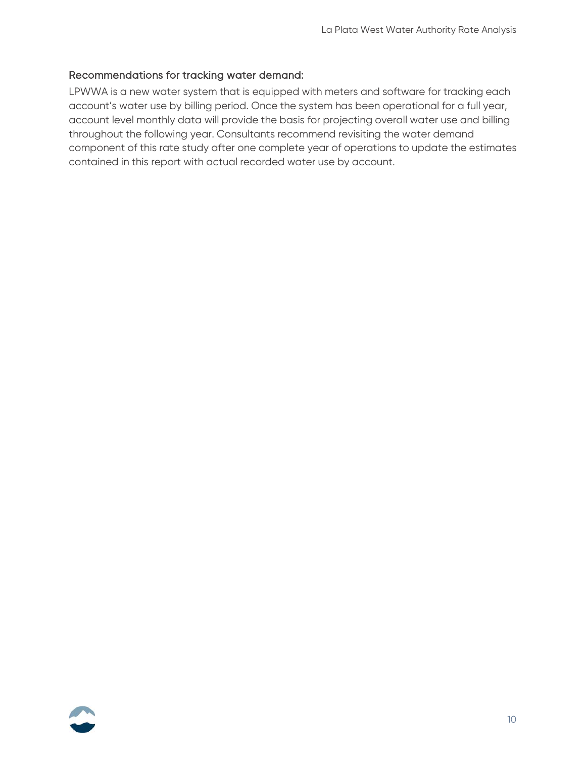### Recommendations for tracking water demand:

LPWWA is a new water system that is equipped with meters and software for tracking each account's water use by billing period. Once the system has been operational for a full year, account level monthly data will provide the basis for projecting overall water use and billing throughout the following year. Consultants recommend revisiting the water demand component of this rate study after one complete year of operations to update the estimates contained in this report with actual recorded water use by account.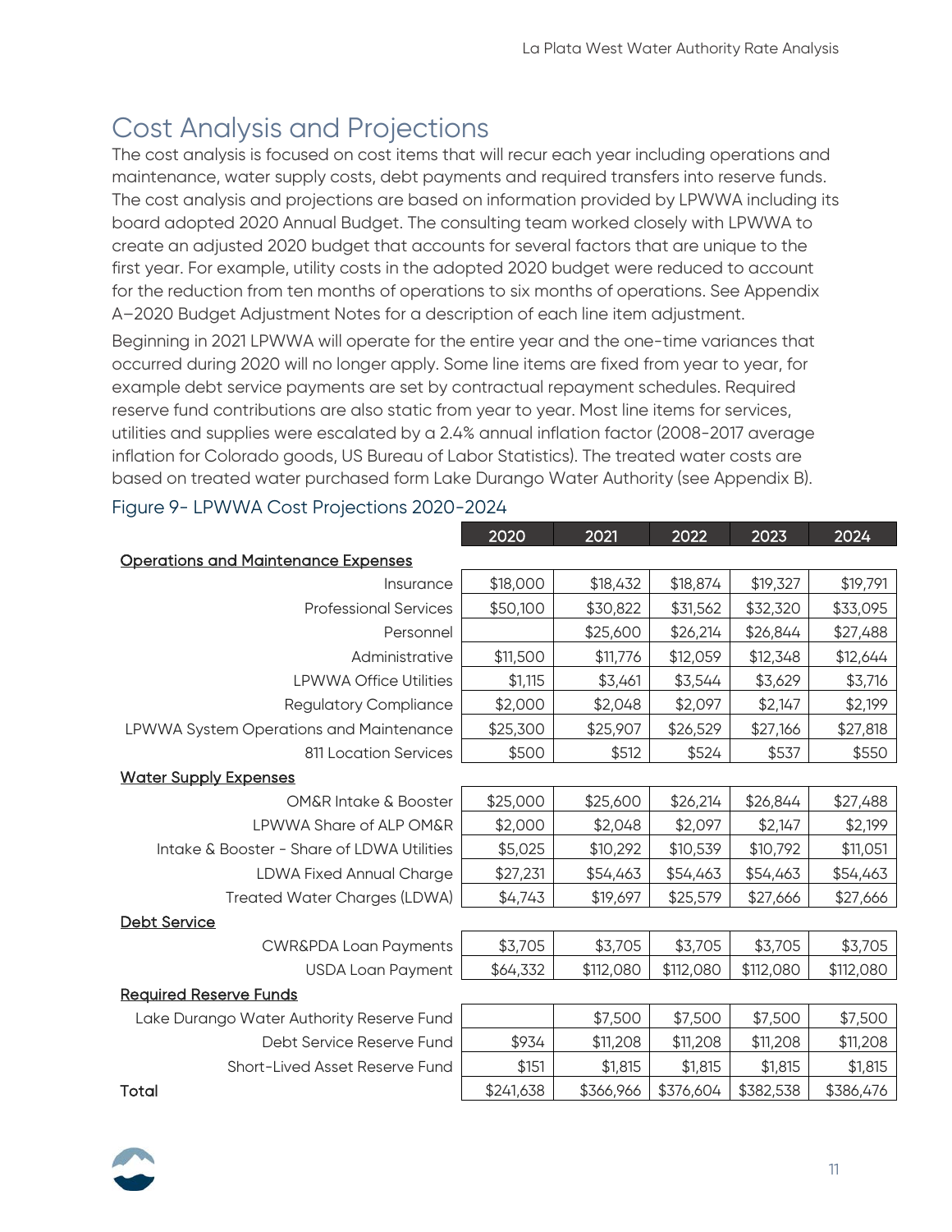# Cost Analysis and Projections

The cost analysis is focused on cost items that will recur each year including operations and maintenance, water supply costs, debt payments and required transfers into reserve funds. The cost analysis and projections are based on information provided by LPWWA including its board adopted 2020 Annual Budget. The consulting team worked closely with LPWWA to create an adjusted 2020 budget that accounts for several factors that are unique to the first year. For example, utility costs in the adopted 2020 budget were reduced to account for the reduction from ten months of operations to six months of operations. See Appendix A–2020 Budget Adjustment Notes for a description of each line item adjustment.

Beginning in 2021 LPWWA will operate for the entire year and the one-time variances that occurred during 2020 will no longer apply. Some line items are fixed from year to year, for example debt service payments are set by contractual repayment schedules. Required reserve fund contributions are also static from year to year. Most line items for services, utilities and supplies were escalated by a 2.4% annual inflation factor (2008-2017 average inflation for Colorado goods, US Bureau of Labor Statistics). The treated water costs are based on treated water purchased form Lake Durango Water Authority (see Appendix B).

## Figure 9- LPWWA Cost Projections 2020-2024

| | 2020 | 2021 | 2022 | 2023 | 2024 |
|---|---|---|---|---|---|
| **Operations and Maintenance Expenses** | | | | | |
| Insurance | $18,000 | $18,432 | $18,874 | $19,327 | $19,791 |
| Professional Services | $50,100 | $30,822 | $31,562 | $32,320 | $33,095 |
| Personnel | | $25,600 | $26,214 | $26,844 | $27,488 |
| Administrative | $11,500 | $11,776 | $12,059 | $12,348 | $12,644 |
| LPWWA Office Utilities | $1,115 | $3,461 | $3,544 | $3,629 | $3,716 |
| Regulatory Compliance | $2,000 | $2,048 | $2,097 | $2,147 | $2,199 |
| LPWWA System Operations and Maintenance | $25,300 | $25,907 | $26,529 | $27,166 | $27,818 |
| 811 Location Services | $500 | $512 | $524 | $537 | $550 |
| **Water Supply Expenses** | | | | | |
| OM&R Intake & Booster | $25,000 | $25,600 | $26,214 | $26,844 | $27,488 |
| LPWWA Share of ALP OM&R | $2,000 | $2,048 | $2,097 | $2,147 | $2,199 |
| Intake & Booster - Share of LDWA Utilities | $5,025 | $10,292 | $10,539 | $10,792 | $11,051 |
| LDWA Fixed Annual Charge | $27,231 | $54,463 | $54,463 | $54,463 | $54,463 |
| Treated Water Charges (LDWA) | $4,743 | $19,697 | $25,579 | $27,666 | $27,666 |
| **Debt Service** | | | | | |
| CWR&PDA Loan Payments | $3,705 | $3,705 | $3,705 | $3,705 | $3,705 |
| USDA Loan Payment | $64,332 | $112,080 | $112,080 | $112,080 | $112,080 |
| **Required Reserve Funds** | | | | | |
| Lake Durango Water Authority Reserve Fund | | $7,500 | $7,500 | $7,500 | $7,500 |
| Debt Service Reserve Fund | $934 | $11,208 | $11,208 | $11,208 | $11,208 |
| Short-Lived Asset Reserve Fund | $151 | $1,815 | $1,815 | $1,815 | $1,815 |
| Total | $241,638 | $366,966 | $376,604 | $382,538 | $386,476 |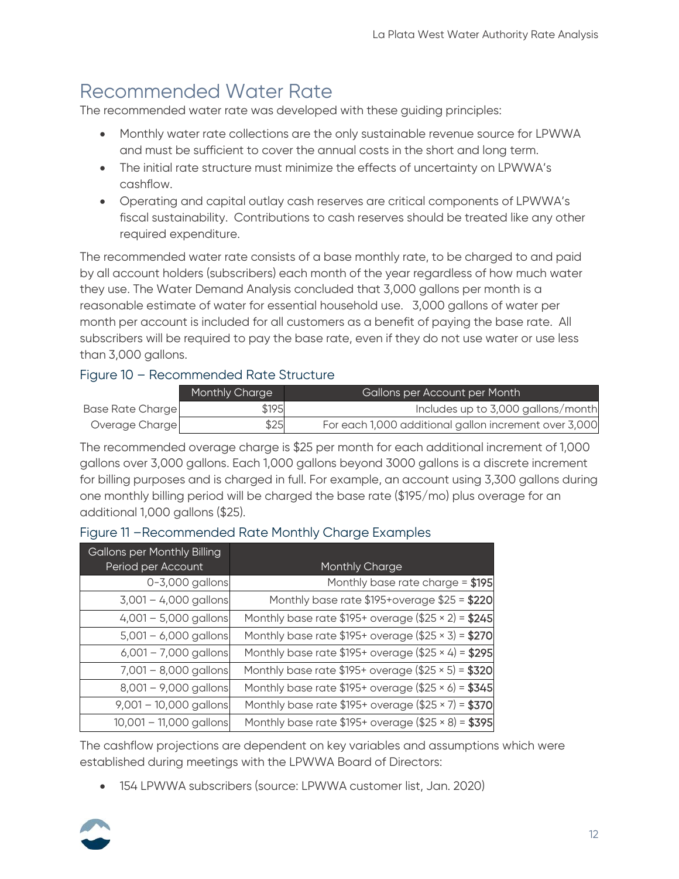# Recommended Water Rate

The recommended water rate was developed with these guiding principles:

- Monthly water rate collections are the only sustainable revenue source for LPWWA and must be sufficient to cover the annual costs in the short and long term.
- The initial rate structure must minimize the effects of uncertainty on LPWWA's cashflow.
- Operating and capital outlay cash reserves are critical components of LPWWA's fiscal sustainability. Contributions to cash reserves should be treated like any other required expenditure.

The recommended water rate consists of a base monthly rate, to be charged to and paid by all account holders (subscribers) each month of the year regardless of how much water they use. The Water Demand Analysis concluded that 3,000 gallons per month is a reasonable estimate of water for essential household use. 3,000 gallons of water per month per account is included for all customers as a benefit of paying the base rate. All subscribers will be required to pay the base rate, even if they do not use water or use less than 3,000 gallons.

### Figure 10 – Recommended Rate Structure

| | Monthly Charge | Gallons per Account per Month |
|---|---|---|
| Base Rate Charge | $195 | Includes up to 3,000 gallons/month |
| Overage Charge | $25 | For each 1,000 additional gallon increment over 3,000 |

The recommended overage charge is $25 per month for each additional increment of 1,000 gallons over 3,000 gallons. Each 1,000 gallons beyond 3000 gallons is a discrete increment for billing purposes and is charged in full. For example, an account using 3,300 gallons during one monthly billing period will be charged the base rate ($195/mo) plus overage for an additional 1,000 gallons ($25).

### Figure 11 –Recommended Rate Monthly Charge Examples

| Gallons per Monthly Billing Period per Account | Monthly Charge |
|---|---|
| 0-3,000 gallons | Monthly base rate charge = **$195** |
| 3,001 – 4,000 gallons | Monthly base rate $195+overage $25 = **$220** |
| 4,001 – 5,000 gallons | Monthly base rate $195+ overage ($25 × 2) = **$245** |
| 5,001 – 6,000 gallons | Monthly base rate $195+ overage ($25 × 3) = **$270** |
| 6,001 – 7,000 gallons | Monthly base rate $195+ overage ($25 × 4) = **$295** |
| 7,001 – 8,000 gallons | Monthly base rate $195+ overage ($25 × 5) = **$320** |
| 8,001 – 9,000 gallons | Monthly base rate $195+ overage ($25 × 6) = **$345** |
| 9,001 – 10,000 gallons | Monthly base rate $195+ overage ($25 × 7) = **$370** |
| 10,001 – 11,000 gallons | Monthly base rate $195+ overage ($25 × 8) = **$395** |

The cashflow projections are dependent on key variables and assumptions which were established during meetings with the LPWWA Board of Directors:

- 154 LPWWA subscribers (source: LPWWA customer list, Jan. 2020)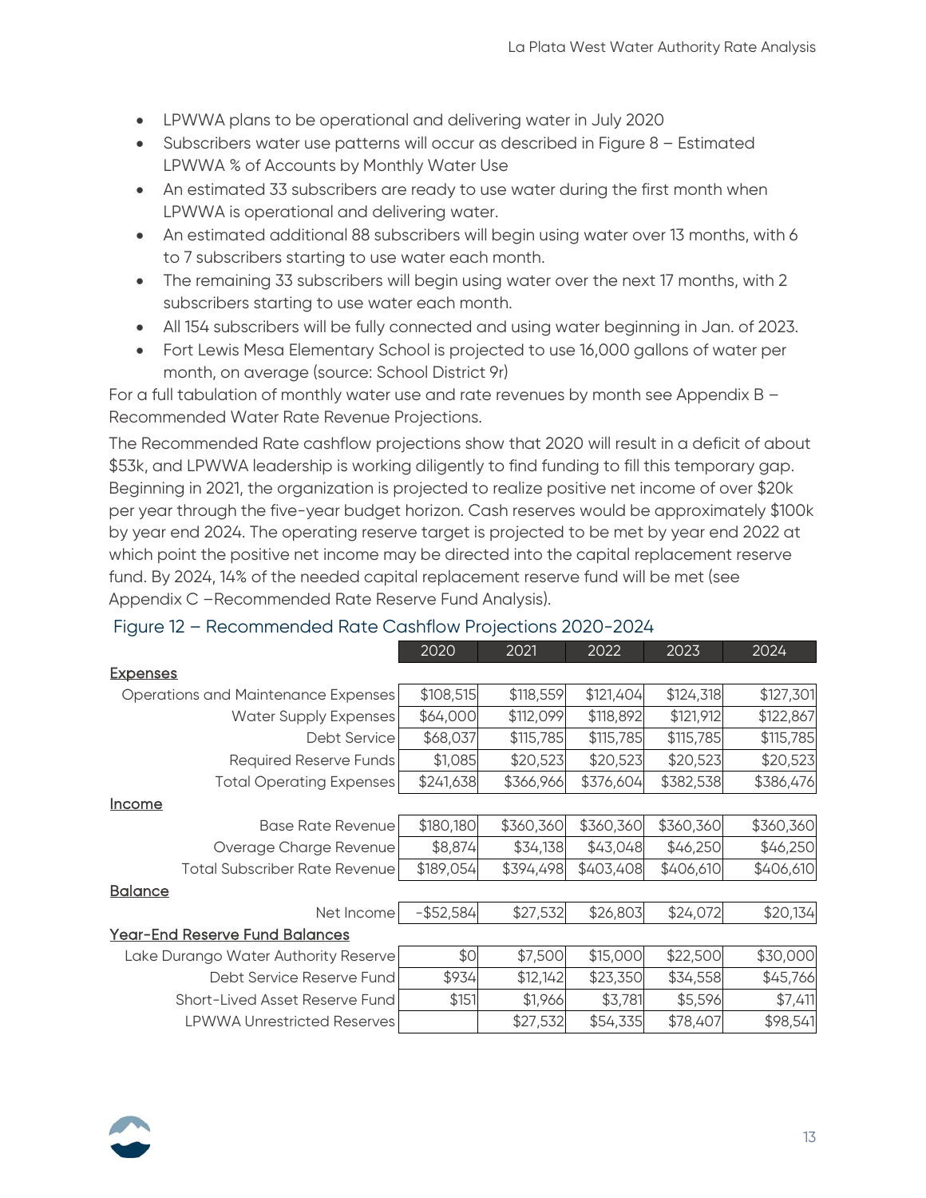- LPWWA plans to be operational and delivering water in July 2020
- Subscribers water use patterns will occur as described in Figure 8 – Estimated LPWWA % of Accounts by Monthly Water Use
- An estimated 33 subscribers are ready to use water during the first month when LPWWA is operational and delivering water.
- An estimated additional 88 subscribers will begin using water over 13 months, with 6 to 7 subscribers starting to use water each month.
- The remaining 33 subscribers will begin using water over the next 17 months, with 2 subscribers starting to use water each month.
- All 154 subscribers will be fully connected and using water beginning in Jan. of 2023.
- Fort Lewis Mesa Elementary School is projected to use 16,000 gallons of water per month, on average (source: School District 9r)

For a full tabulation of monthly water use and rate revenues by month see Appendix B – Recommended Water Rate Revenue Projections.

The Recommended Rate cashflow projections show that 2020 will result in a deficit of about $53k, and LPWWA leadership is working diligently to find funding to fill this temporary gap. Beginning in 2021, the organization is projected to realize positive net income of over $20k per year through the five-year budget horizon. Cash reserves would be approximately $100k by year end 2024. The operating reserve target is projected to be met by year end 2022 at which point the positive net income may be directed into the capital replacement reserve fund. By 2024, 14% of the needed capital replacement reserve fund will be met (see Appendix C –Recommended Rate Reserve Fund Analysis).

## Figure 12 – Recommended Rate Cashflow Projections 2020-2024

| | 2020 | 2021 | 2022 | 2023 | 2024 |
|---|---|---|---|---|---|
| **Expenses** | | | | | |
| Operations and Maintenance Expenses | $108,515 | $118,559 | $121,404 | $124,318 | $127,301 |
| Water Supply Expenses | $64,000 | $112,099 | $118,892 | $121,912 | $122,867 |
| Debt Service | $68,037 | $115,785 | $115,785 | $115,785 | $115,785 |
| Required Reserve Funds | $1,085 | $20,523 | $20,523 | $20,523 | $20,523 |
| Total Operating Expenses | $241,638 | $366,966 | $376,604 | $382,538 | $386,476 |
| **Income** | | | | | |
| Base Rate Revenue | $180,180 | $360,360 | $360,360 | $360,360 | $360,360 |
| Overage Charge Revenue | $8,874 | $34,138 | $43,048 | $46,250 | $46,250 |
| Total Subscriber Rate Revenue | $189,054 | $394,498 | $403,408 | $406,610 | $406,610 |
| **Balance** | | | | | |
| Net Income | -$52,584 | $27,532 | $26,803 | $24,072 | $20,134 |
| **Year-End Reserve Fund Balances** | | | | | |
| Lake Durango Water Authority Reserve | $0 | $7,500 | $15,000 | $22,500 | $30,000 |
| Debt Service Reserve Fund | $934 | $12,142 | $23,350 | $34,558 | $45,766 |
| Short-Lived Asset Reserve Fund | $151 | $1,966 | $3,781 | $5,596 | $7,411 |
| LPWWA Unrestricted Reserves | | $27,532 | $54,335 | $78,407 | $98,541 |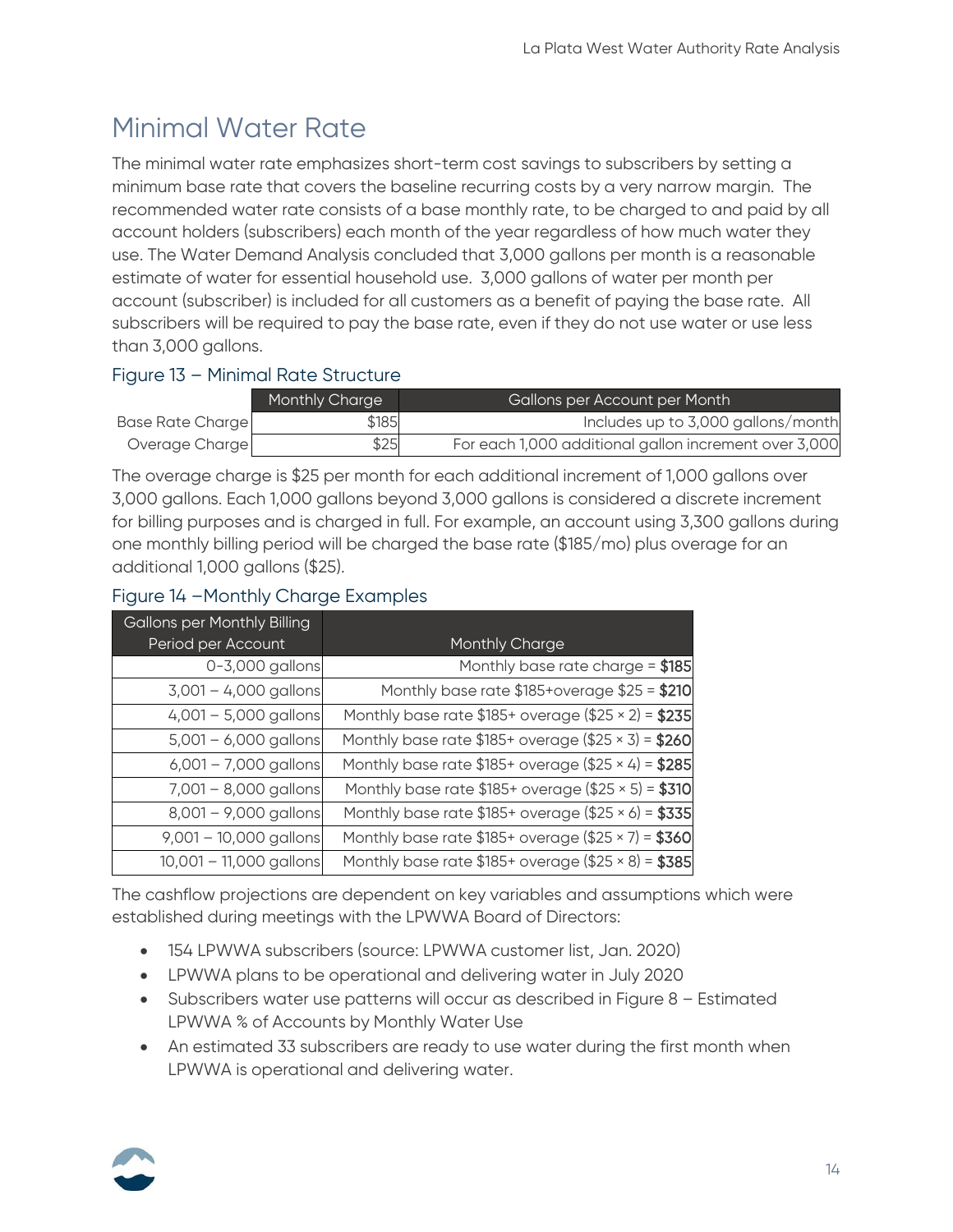## Minimal Water Rate

The minimal water rate emphasizes short-term cost savings to subscribers by setting a minimum base rate that covers the baseline recurring costs by a very narrow margin. The recommended water rate consists of a base monthly rate, to be charged to and paid by all account holders (subscribers) each month of the year regardless of how much water they use. The Water Demand Analysis concluded that 3,000 gallons per month is a reasonable estimate of water for essential household use. 3,000 gallons of water per month per account (subscriber) is included for all customers as a benefit of paying the base rate. All subscribers will be required to pay the base rate, even if they do not use water or use less than 3,000 gallons.

### Figure 13 – Minimal Rate Structure

| | Monthly Charge | Gallons per Account per Month |
|---|---|---|
| Base Rate Charge | $185 | Includes up to 3,000 gallons/month |
| Overage Charge | $25 | For each 1,000 additional gallon increment over 3,000 |

The overage charge is $25 per month for each additional increment of 1,000 gallons over 3,000 gallons. Each 1,000 gallons beyond 3,000 gallons is considered a discrete increment for billing purposes and is charged in full. For example, an account using 3,300 gallons during one monthly billing period will be charged the base rate ($185/mo) plus overage for an additional 1,000 gallons ($25).

### Figure 14 –Monthly Charge Examples

| Gallons per Monthly Billing Period per Account | Monthly Charge |
|---|---|
| 0-3,000 gallons | Monthly base rate charge = **$185** |
| 3,001 – 4,000 gallons | Monthly base rate $185+overage $25 = **$210** |
| 4,001 – 5,000 gallons | Monthly base rate $185+ overage ($25 × 2) = **$235** |
| 5,001 – 6,000 gallons | Monthly base rate $185+ overage ($25 × 3) = **$260** |
| 6,001 – 7,000 gallons | Monthly base rate $185+ overage ($25 × 4) = **$285** |
| 7,001 – 8,000 gallons | Monthly base rate $185+ overage ($25 × 5) = **$310** |
| 8,001 – 9,000 gallons | Monthly base rate $185+ overage ($25 × 6) = **$335** |
| 9,001 – 10,000 gallons | Monthly base rate $185+ overage ($25 × 7) = **$360** |
| 10,001 – 11,000 gallons | Monthly base rate $185+ overage ($25 × 8) = **$385** |

The cashflow projections are dependent on key variables and assumptions which were established during meetings with the LPWWA Board of Directors:

- 154 LPWWA subscribers (source: LPWWA customer list, Jan. 2020)
- LPWWA plans to be operational and delivering water in July 2020
- Subscribers water use patterns will occur as described in Figure 8 – Estimated LPWWA % of Accounts by Monthly Water Use
- An estimated 33 subscribers are ready to use water during the first month when LPWWA is operational and delivering water.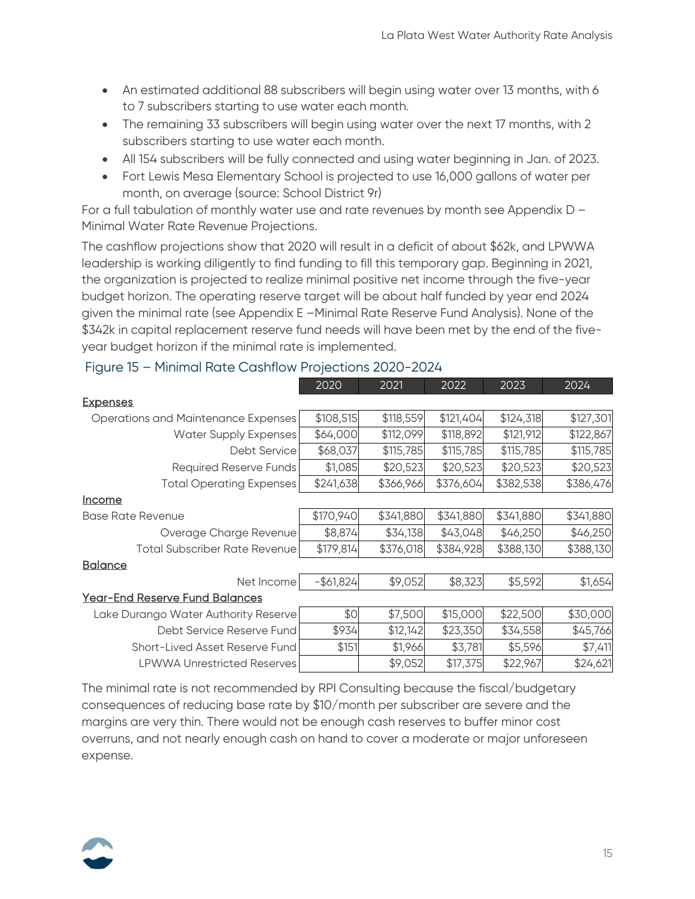- An estimated additional 88 subscribers will begin using water over 13 months, with 6 to 7 subscribers starting to use water each month.
- The remaining 33 subscribers will begin using water over the next 17 months, with 2 subscribers starting to use water each month.
- All 154 subscribers will be fully connected and using water beginning in Jan. of 2023.
- Fort Lewis Mesa Elementary School is projected to use 16,000 gallons of water per month, on average (source: School District 9r)

For a full tabulation of monthly water use and rate revenues by month see Appendix D – Minimal Water Rate Revenue Projections.

The cashflow projections show that 2020 will result in a deficit of about $62k, and LPWWA leadership is working diligently to find funding to fill this temporary gap. Beginning in 2021, the organization is projected to realize minimal positive net income through the five-year budget horizon. The operating reserve target will be about half funded by year end 2024 given the minimal rate (see Appendix E –Minimal Rate Reserve Fund Analysis). None of the $342k in capital replacement reserve fund needs will have been met by the end of the five-year budget horizon if the minimal rate is implemented.

## Figure 15 – Minimal Rate Cashflow Projections 2020-2024

| | 2020 | 2021 | 2022 | 2023 | 2024 |
|---|---|---|---|---|---|
| **Expenses** | | | | | |
| Operations and Maintenance Expenses | $108,515 | $118,559 | $121,404 | $124,318 | $127,301 |
| Water Supply Expenses | $64,000 | $112,099 | $118,892 | $121,912 | $122,867 |
| Debt Service | $68,037 | $115,785 | $115,785 | $115,785 | $115,785 |
| Required Reserve Funds | $1,085 | $20,523 | $20,523 | $20,523 | $20,523 |
| Total Operating Expenses | $241,638 | $366,966 | $376,604 | $382,538 | $386,476 |
| **Income** | | | | | |
| Base Rate Revenue | $170,940 | $341,880 | $341,880 | $341,880 | $341,880 |
| Overage Charge Revenue | $8,874 | $34,138 | $43,048 | $46,250 | $46,250 |
| Total Subscriber Rate Revenue | $179,814 | $376,018 | $384,928 | $388,130 | $388,130 |
| **Balance** | | | | | |
| Net Income | -$61,824 | $9,052 | $8,323 | $5,592 | $1,654 |
| **Year-End Reserve Fund Balances** | | | | | |
| Lake Durango Water Authority Reserve | $0 | $7,500 | $15,000 | $22,500 | $30,000 |
| Debt Service Reserve Fund | $934 | $12,142 | $23,350 | $34,558 | $45,766 |
| Short-Lived Asset Reserve Fund | $151 | $1,966 | $3,781 | $5,596 | $7,411 |
| LPWWA Unrestricted Reserves | | $9,052 | $17,375 | $22,967 | $24,621 |

The minimal rate is not recommended by RPI Consulting because the fiscal/budgetary consequences of reducing base rate by $10/month per subscriber are severe and the margins are very thin. There would not be enough cash reserves to buffer minor cost overruns, and not nearly enough cash on hand to cover a moderate or major unforeseen expense.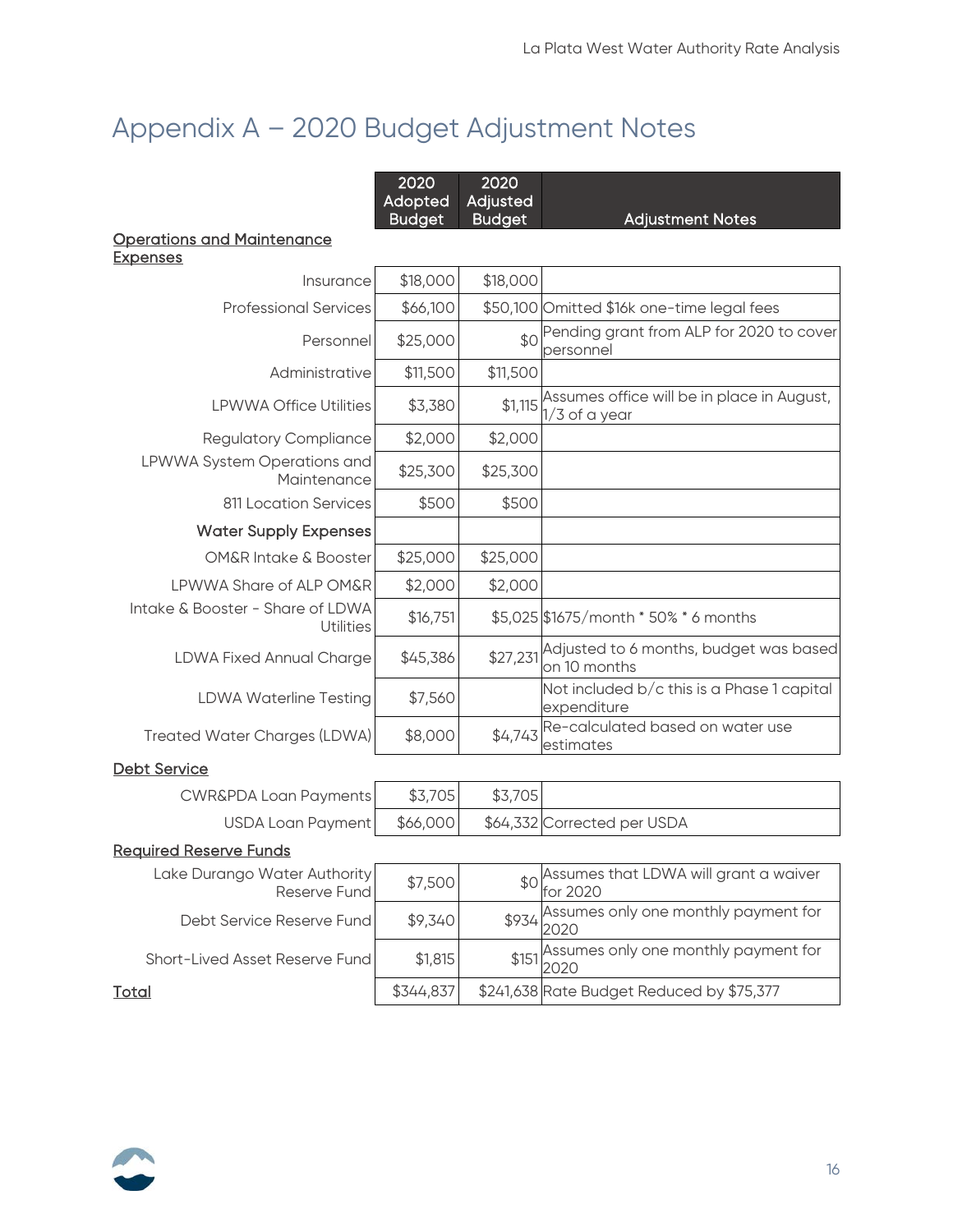# Appendix A – 2020 Budget Adjustment Notes

| | 2020 Adopted Budget | 2020 Adjusted Budget | Adjustment Notes |
|---|---|---|---|
| **Operations and Maintenance Expenses** | | | |
| Insurance | $18,000 | $18,000 | |
| Professional Services | $66,100 | $50,100 | Omitted $16k one-time legal fees |
| Personnel | $25,000 | $0 | Pending grant from ALP for 2020 to cover personnel |
| Administrative | $11,500 | $11,500 | |
| LPWWA Office Utilities | $3,380 | $1,115 | Assumes office will be in place in August, 1/3 of a year |
| Regulatory Compliance | $2,000 | $2,000 | |
| LPWWA System Operations and Maintenance | $25,300 | $25,300 | |
| 811 Location Services | $500 | $500 | |
| Water Supply Expenses | | | |
| OM&R Intake & Booster | $25,000 | $25,000 | |
| LPWWA Share of ALP OM&R | $2,000 | $2,000 | |
| Intake & Booster - Share of LDWA Utilities | $16,751 | $5,025 | $1675/month * 50% * 6 months |
| LDWA Fixed Annual Charge | $45,386 | $27,231 | Adjusted to 6 months, budget was based on 10 months |
| LDWA Waterline Testing | $7,560 | | Not included b/c this is a Phase 1 capital expenditure |
| Treated Water Charges (LDWA) | $8,000 | $4,743 | Re-calculated based on water use estimates |
| **Debt Service** | | | |
| CWR&PDA Loan Payments | $3,705 | $3,705 | |
| USDA Loan Payment | $66,000 | $64,332 | Corrected per USDA |
| **Required Reserve Funds** | | | |
| Lake Durango Water Authority Reserve Fund | $7,500 | $0 | Assumes that LDWA will grant a waiver for 2020 |
| Debt Service Reserve Fund | $9,340 | $934 | Assumes only one monthly payment for 2020 |
| Short-Lived Asset Reserve Fund | $1,815 | $151 | Assumes only one monthly payment for 2020 |
| **Total** | $344,837 | $241,638 | Rate Budget Reduced by $75,377 |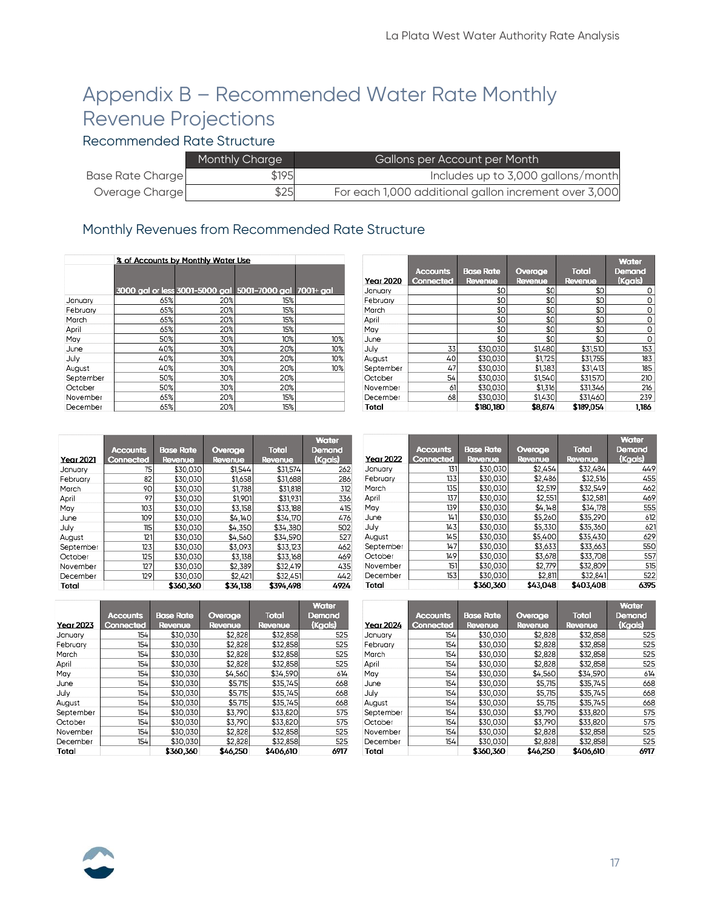# Appendix B – Recommended Water Rate Monthly Revenue Projections

## Recommended Rate Structure

| | Monthly Charge | Gallons per Account per Month |
|---|---|---|
| Base Rate Charge | $195 | Includes up to 3,000 gallons/month |
| Overage Charge | $25 | For each 1,000 additional gallon increment over 3,000 |

## Monthly Revenues from Recommended Rate Structure

| | % of Accounts by Monthly Water Use | | | |
|---|---|---|---|---|
| | 3000 gal or less | 3001-5000 gal | 5001-7000 gal | 7001+ gal |
| January | 65% | 20% | 15% | |
| February | 65% | 20% | 15% | |
| March | 65% | 20% | 15% | |
| April | 65% | 20% | 15% | |
| May | 50% | 30% | 10% | 10% |
| June | 40% | 30% | 20% | 10% |
| July | 40% | 30% | 20% | 10% |
| August | 40% | 30% | 20% | 10% |
| September | 50% | 30% | 20% | |
| October | 50% | 30% | 20% | |
| November | 65% | 20% | 15% | |
| December | 65% | 20% | 15% | |

| Year 2020 | Accounts Connected | Base Rate Revenue | Overage Revenue | Total Revenue | Water Demand (Kgals) |
|---|---|---|---|---|---|
| January | | $0 | $0 | $0 | 0 |
| February | | $0 | $0 | $0 | 0 |
| March | | $0 | $0 | $0 | 0 |
| April | | $0 | $0 | $0 | 0 |
| May | | $0 | $0 | $0 | 0 |
| June | | $0 | $0 | $0 | 0 |
| July | 33 | $30,030 | $1,480 | $31,510 | 153 |
| August | 40 | $30,030 | $1,725 | $31,755 | 183 |
| September | 47 | $30,030 | $1,383 | $31,413 | 185 |
| October | 54 | $30,030 | $1,540 | $31,570 | 210 |
| November | 61 | $30,030 | $1,316 | $31,346 | 216 |
| December | 68 | $30,030 | $1,430 | $31,460 | 239 |
| Total | | $180,180 | $8,874 | $189,054 | 1,186 |

| Year 2021 | Accounts Connected | Base Rate Revenue | Overage Revenue | Total Revenue | Water Demand (Kgals) |
|---|---|---|---|---|---|
| January | 75 | $30,030 | $1,544 | $31,574 | 262 |
| February | 82 | $30,030 | $1,658 | $31,688 | 286 |
| March | 90 | $30,030 | $1,788 | $31,818 | 312 |
| April | 97 | $30,030 | $1,901 | $31,931 | 336 |
| May | 103 | $30,030 | $3,158 | $33,188 | 415 |
| June | 109 | $30,030 | $4,140 | $34,170 | 476 |
| July | 115 | $30,030 | $4,350 | $34,380 | 502 |
| August | 121 | $30,030 | $4,560 | $34,590 | 527 |
| September | 123 | $30,030 | $3,093 | $33,123 | 462 |
| October | 125 | $30,030 | $3,138 | $33,168 | 469 |
| November | 127 | $30,030 | $2,389 | $32,419 | 435 |
| December | 129 | $30,030 | $2,421 | $32,451 | 442 |
| Total | | $360,360 | $34,138 | $394,498 | 4924 |

| Year 2022 | Accounts Connected | Base Rate Revenue | Overage Revenue | Total Revenue | Water Demand (Kgals) |
|---|---|---|---|---|---|
| January | 131 | $30,030 | $2,454 | $32,484 | 449 |
| February | 133 | $30,030 | $2,486 | $32,516 | 455 |
| March | 135 | $30,030 | $2,519 | $32,549 | 462 |
| April | 137 | $30,030 | $2,551 | $32,581 | 469 |
| May | 139 | $30,030 | $4,148 | $34,178 | 555 |
| June | 141 | $30,030 | $5,260 | $35,290 | 612 |
| July | 143 | $30,030 | $5,330 | $35,360 | 621 |
| August | 145 | $30,030 | $5,400 | $35,430 | 629 |
| September | 147 | $30,030 | $3,633 | $33,663 | 550 |
| October | 149 | $30,030 | $3,678 | $33,708 | 557 |
| November | 151 | $30,030 | $2,779 | $32,809 | 515 |
| December | 153 | $30,030 | $2,811 | $32,841 | 522 |
| Total | | $360,360 | $43,048 | $403,408 | 6395 |

| Year 2023 | Accounts Connected | Base Rate Revenue | Overage Revenue | Total Revenue | Water Demand (Kgals) |
|---|---|---|---|---|---|
| January | 154 | $30,030 | $2,828 | $32,858 | 525 |
| February | 154 | $30,030 | $2,828 | $32,858 | 525 |
| March | 154 | $30,030 | $2,828 | $32,858 | 525 |
| April | 154 | $30,030 | $2,828 | $32,858 | 525 |
| May | 154 | $30,030 | $4,560 | $34,590 | 614 |
| June | 154 | $30,030 | $5,715 | $35,745 | 668 |
| July | 154 | $30,030 | $5,715 | $35,745 | 668 |
| August | 154 | $30,030 | $5,715 | $35,745 | 668 |
| September | 154 | $30,030 | $3,790 | $33,820 | 575 |
| October | 154 | $30,030 | $3,790 | $33,820 | 575 |
| November | 154 | $30,030 | $2,828 | $32,858 | 525 |
| December | 154 | $30,030 | $2,828 | $32,858 | 525 |
| Total | | $360,360 | $46,250 | $406,610 | 6917 |

| Year 2024 | Accounts Connected | Base Rate Revenue | Overage Revenue | Total Revenue | Water Demand (Kgals) |
|---|---|---|---|---|---|
| January | 154 | $30,030 | $2,828 | $32,858 | 525 |
| February | 154 | $30,030 | $2,828 | $32,858 | 525 |
| March | 154 | $30,030 | $2,828 | $32,858 | 525 |
| April | 154 | $30,030 | $2,828 | $32,858 | 525 |
| May | 154 | $30,030 | $4,560 | $34,590 | 614 |
| June | 154 | $30,030 | $5,715 | $35,745 | 668 |
| July | 154 | $30,030 | $5,715 | $35,745 | 668 |
| August | 154 | $30,030 | $5,715 | $35,745 | 668 |
| September | 154 | $30,030 | $3,790 | $33,820 | 575 |
| October | 154 | $30,030 | $3,790 | $33,820 | 575 |
| November | 154 | $30,030 | $2,828 | $32,858 | 525 |
| December | 154 | $30,030 | $2,828 | $32,858 | 525 |
| Total | | $360,360 | $46,250 | $406,610 | 6917 |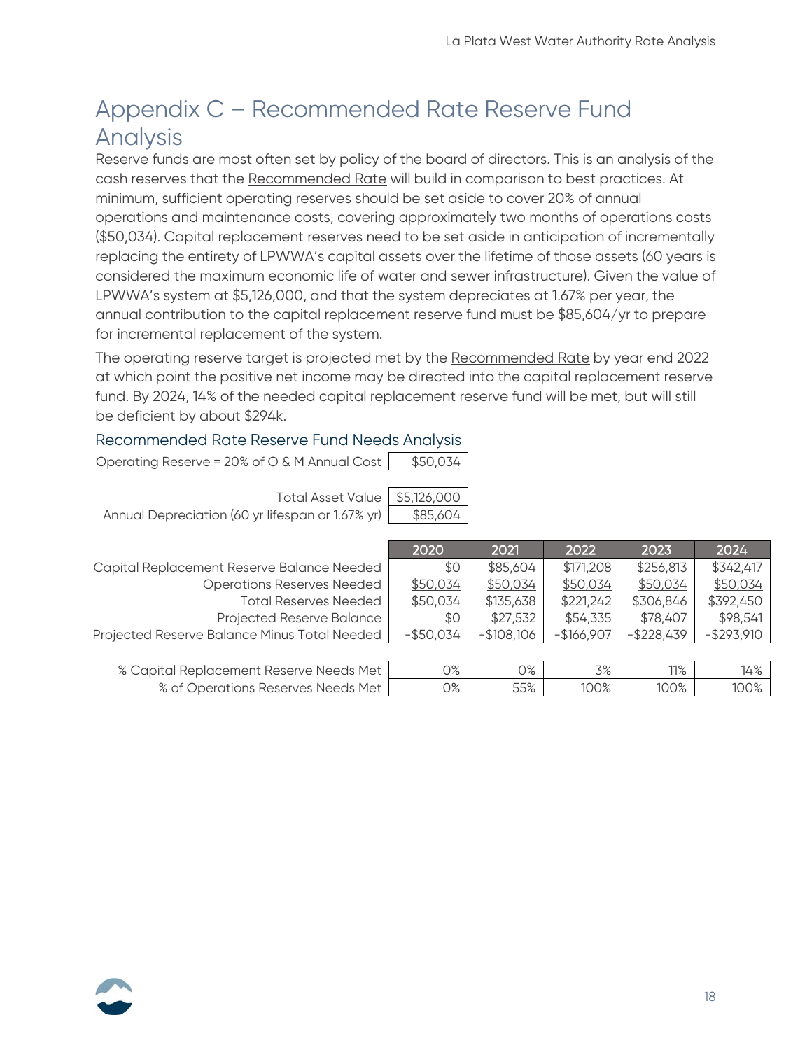# Appendix C – Recommended Rate Reserve Fund Analysis

Reserve funds are most often set by policy of the board of directors. This is an analysis of the cash reserves that the Recommended Rate will build in comparison to best practices. At minimum, sufficient operating reserves should be set aside to cover 20% of annual operations and maintenance costs, covering approximately two months of operations costs ($50,034). Capital replacement reserves need to be set aside in anticipation of incrementally replacing the entirety of LPWWA's capital assets over the lifetime of those assets (60 years is considered the maximum economic life of water and sewer infrastructure). Given the value of LPWWA's system at $5,126,000, and that the system depreciates at 1.67% per year, the annual contribution to the capital replacement reserve fund must be $85,604/yr to prepare for incremental replacement of the system.

The operating reserve target is projected met by the Recommended Rate by year end 2022 at which point the positive net income may be directed into the capital replacement reserve fund. By 2024, 14% of the needed capital replacement reserve fund will be met, but will still be deficient by about $294k.

## Recommended Rate Reserve Fund Needs Analysis

| | |
|---|---|
| Operating Reserve = 20% of O & M Annual Cost | $50,034 |
| Total Asset Value | $5,126,000 |
| Annual Depreciation (60 yr lifespan or 1.67% yr) | $85,604 |

| | 2020 | 2021 | 2022 | 2023 | 2024 |
|---|---|---|---|---|---|
| Capital Replacement Reserve Balance Needed | $0 | $85,604 | $171,208 | $256,813 | $342,417 |
| Operations Reserves Needed | $50,034 | $50,034 | $50,034 | $50,034 | $50,034 |
| Total Reserves Needed | $50,034 | $135,638 | $221,242 | $306,846 | $392,450 |
| Projected Reserve Balance | $0 | $27,532 | $54,335 | $78,407 | $98,541 |
| Projected Reserve Balance Minus Total Needed | -$50,034 | -$108,106 | -$166,907 | -$228,439 | -$293,910 |

| | 2020 | 2021 | 2022 | 2023 | 2024 |
|---|---|---|---|---|---|
| % Capital Replacement Reserve Needs Met | 0% | 0% | 3% | 11% | 14% |
| % of Operations Reserves Needs Met | 0% | 55% | 100% | 100% | 100% |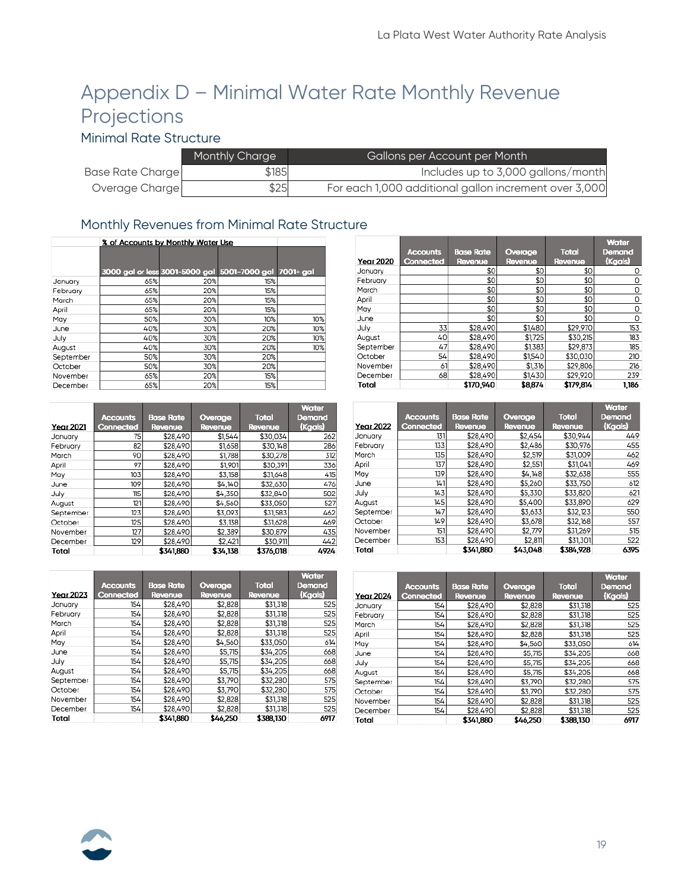# Appendix D – Minimal Water Rate Monthly Revenue Projections

## Minimal Rate Structure

| | Monthly Charge | Gallons per Account per Month |
|---|---|---|
| Base Rate Charge | $185 | Includes up to 3,000 gallons/month |
| Overage Charge | $25 | For each 1,000 additional gallon increment over 3,000 |

## Monthly Revenues from Minimal Rate Structure

| | % of Accounts by Monthly Water Use | | | |
|---|---|---|---|---|
| | 3000 gal or less | 3001-5000 gal | 5001-7000 gal | 7001+ gal |
| January | 65% | 20% | 15% | |
| February | 65% | 20% | 15% | |
| March | 65% | 20% | 15% | |
| April | 65% | 20% | 15% | |
| May | 50% | 30% | 10% | 10% |
| June | 40% | 30% | 20% | 10% |
| July | 40% | 30% | 20% | 10% |
| August | 40% | 30% | 20% | 10% |
| September | 50% | 30% | 20% | |
| October | 50% | 30% | 20% | |
| November | 65% | 20% | 15% | |
| December | 65% | 20% | 15% | |

| Year 2020 | Accounts Connected | Base Rate Revenue | Overage Revenue | Total Revenue | Water Demand (Kgals) |
|---|---|---|---|---|---|
| January | | $0 | $0 | $0 | 0 |
| February | | $0 | $0 | $0 | 0 |
| March | | $0 | $0 | $0 | 0 |
| April | | $0 | $0 | $0 | 0 |
| May | | $0 | $0 | $0 | 0 |
| June | | $0 | $0 | $0 | 0 |
| July | 33 | $28,490 | $1,480 | $29,970 | 153 |
| August | 40 | $28,490 | $1,725 | $30,215 | 183 |
| September | 47 | $28,490 | $1,383 | $29,873 | 185 |
| October | 54 | $28,490 | $1,540 | $30,030 | 210 |
| November | 61 | $28,490 | $1,316 | $29,806 | 216 |
| December | 68 | $28,490 | $1,430 | $29,920 | 239 |
| Total | | $170,940 | $8,874 | $179,814 | 1,186 |

| Year 2021 | Accounts Connected | Base Rate Revenue | Overage Revenue | Total Revenue | Water Demand (Kgals) |
|---|---|---|---|---|---|
| January | 75 | $28,490 | $1,544 | $30,034 | 262 |
| February | 82 | $28,490 | $1,658 | $30,148 | 286 |
| March | 90 | $28,490 | $1,788 | $30,278 | 312 |
| April | 97 | $28,490 | $1,901 | $30,391 | 336 |
| May | 103 | $28,490 | $3,158 | $31,648 | 415 |
| June | 109 | $28,490 | $4,140 | $32,630 | 476 |
| July | 115 | $28,490 | $4,350 | $32,840 | 502 |
| August | 121 | $28,490 | $4,560 | $33,050 | 527 |
| September | 123 | $28,490 | $3,093 | $31,583 | 462 |
| October | 125 | $28,490 | $3,138 | $31,628 | 469 |
| November | 127 | $28,490 | $2,389 | $30,879 | 435 |
| December | 129 | $28,490 | $2,421 | $30,911 | 442 |
| Total | | $341,880 | $34,138 | $376,018 | 4924 |

| Year 2022 | Accounts Connected | Base Rate Revenue | Overage Revenue | Total Revenue | Water Demand (Kgals) |
|---|---|---|---|---|---|
| January | 131 | $28,490 | $2,454 | $30,944 | 449 |
| February | 133 | $28,490 | $2,486 | $30,976 | 455 |
| March | 135 | $28,490 | $2,519 | $31,009 | 462 |
| April | 137 | $28,490 | $2,551 | $31,041 | 469 |
| May | 139 | $28,490 | $4,148 | $32,638 | 555 |
| June | 141 | $28,490 | $5,260 | $33,750 | 612 |
| July | 143 | $28,490 | $5,330 | $33,820 | 621 |
| August | 145 | $28,490 | $5,400 | $33,890 | 629 |
| September | 147 | $28,490 | $3,633 | $32,123 | 550 |
| October | 149 | $28,490 | $3,678 | $32,168 | 557 |
| November | 151 | $28,490 | $2,779 | $31,269 | 515 |
| December | 153 | $28,490 | $2,811 | $31,301 | 522 |
| Total | | $341,880 | $43,048 | $384,928 | 6395 |

| Year 2023 | Accounts Connected | Base Rate Revenue | Overage Revenue | Total Revenue | Water Demand (Kgals) |
|---|---|---|---|---|---|
| January | 154 | $28,490 | $2,828 | $31,318 | 525 |
| February | 154 | $28,490 | $2,828 | $31,318 | 525 |
| March | 154 | $28,490 | $2,828 | $31,318 | 525 |
| April | 154 | $28,490 | $2,828 | $31,318 | 525 |
| May | 154 | $28,490 | $4,560 | $33,050 | 614 |
| June | 154 | $28,490 | $5,715 | $34,205 | 668 |
| July | 154 | $28,490 | $5,715 | $34,205 | 668 |
| August | 154 | $28,490 | $5,715 | $34,205 | 668 |
| September | 154 | $28,490 | $3,790 | $32,280 | 575 |
| October | 154 | $28,490 | $3,790 | $32,280 | 575 |
| November | 154 | $28,490 | $2,828 | $31,318 | 525 |
| December | 154 | $28,490 | $2,828 | $31,318 | 525 |
| Total | | $341,880 | $46,250 | $388,130 | 6917 |

| Year 2024 | Accounts Connected | Base Rate Revenue | Overage Revenue | Total Revenue | Water Demand (Kgals) |
|---|---|---|---|---|---|
| January | 154 | $28,490 | $2,828 | $31,318 | 525 |
| February | 154 | $28,490 | $2,828 | $31,318 | 525 |
| March | 154 | $28,490 | $2,828 | $31,318 | 525 |
| April | 154 | $28,490 | $2,828 | $31,318 | 525 |
| May | 154 | $28,490 | $4,560 | $33,050 | 614 |
| June | 154 | $28,490 | $5,715 | $34,205 | 668 |
| July | 154 | $28,490 | $5,715 | $34,205 | 668 |
| August | 154 | $28,490 | $5,715 | $34,205 | 668 |
| September | 154 | $28,490 | $3,790 | $32,280 | 575 |
| October | 154 | $28,490 | $3,790 | $32,280 | 575 |
| November | 154 | $28,490 | $2,828 | $31,318 | 525 |
| December | 154 | $28,490 | $2,828 | $31,318 | 525 |
| Total | | $341,880 | $46,250 | $388,130 | 6917 |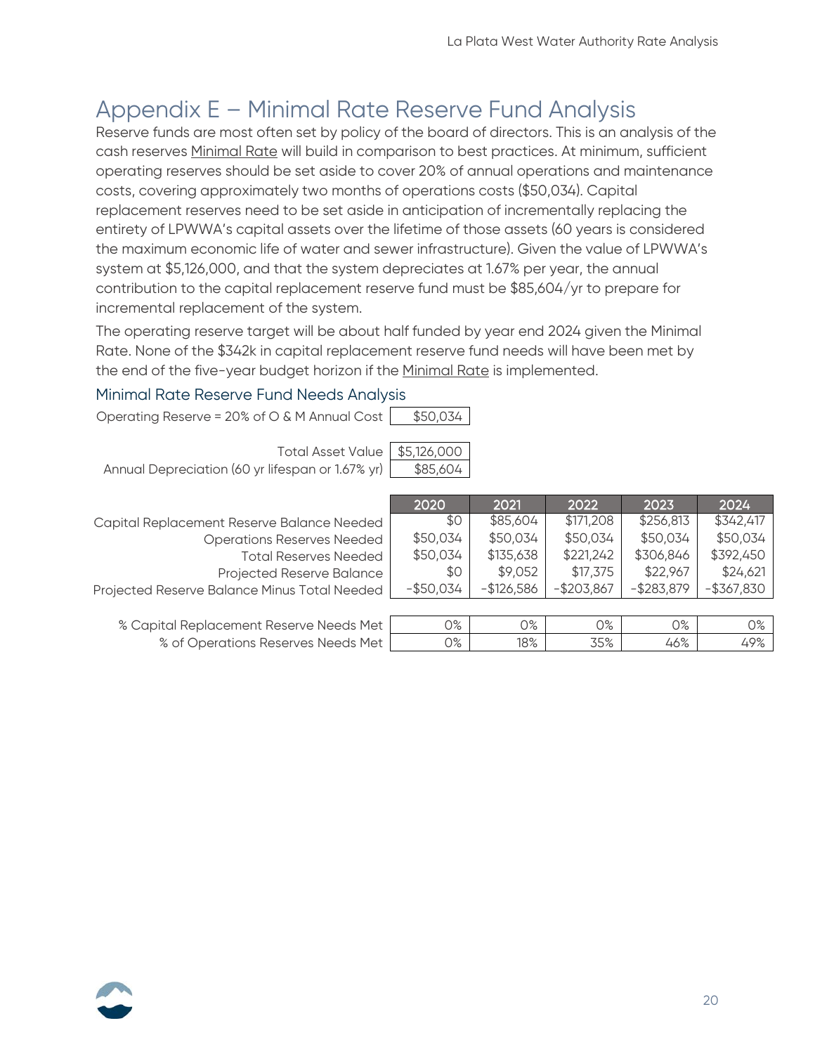# Appendix E – Minimal Rate Reserve Fund Analysis

Reserve funds are most often set by policy of the board of directors. This is an analysis of the cash reserves Minimal Rate will build in comparison to best practices. At minimum, sufficient operating reserves should be set aside to cover 20% of annual operations and maintenance costs, covering approximately two months of operations costs ($50,034). Capital replacement reserves need to be set aside in anticipation of incrementally replacing the entirety of LPWWA's capital assets over the lifetime of those assets (60 years is considered the maximum economic life of water and sewer infrastructure). Given the value of LPWWA's system at $5,126,000, and that the system depreciates at 1.67% per year, the annual contribution to the capital replacement reserve fund must be $85,604/yr to prepare for incremental replacement of the system.

The operating reserve target will be about half funded by year end 2024 given the Minimal Rate. None of the $342k in capital replacement reserve fund needs will have been met by the end of the five-year budget horizon if the Minimal Rate is implemented.

## Minimal Rate Reserve Fund Needs Analysis

| | |
|---|---|
| Operating Reserve = 20% of O & M Annual Cost | $50,034 |

| | |
|---|---|
| Total Asset Value | $5,126,000 |
| Annual Depreciation (60 yr lifespan or 1.67% yr) | $85,604 |

| | 2020 | 2021 | 2022 | 2023 | 2024 |
|---|---|---|---|---|---|
| Capital Replacement Reserve Balance Needed | $0 | $85,604 | $171,208 | $256,813 | $342,417 |
| Operations Reserves Needed | $50,034 | $50,034 | $50,034 | $50,034 | $50,034 |
| Total Reserves Needed | $50,034 | $135,638 | $221,242 | $306,846 | $392,450 |
| Projected Reserve Balance | $0 | $9,052 | $17,375 | $22,967 | $24,621 |
| Projected Reserve Balance Minus Total Needed | -$50,034 | -$126,586 | -$203,867 | -$283,879 | -$367,830 |

| | 2020 | 2021 | 2022 | 2023 | 2024 |
|---|---|---|---|---|---|
| % Capital Replacement Reserve Needs Met | 0% | 0% | 0% | 0% | 0% |
| % of Operations Reserves Needs Met | 0% | 18% | 35% | 46% | 49% |